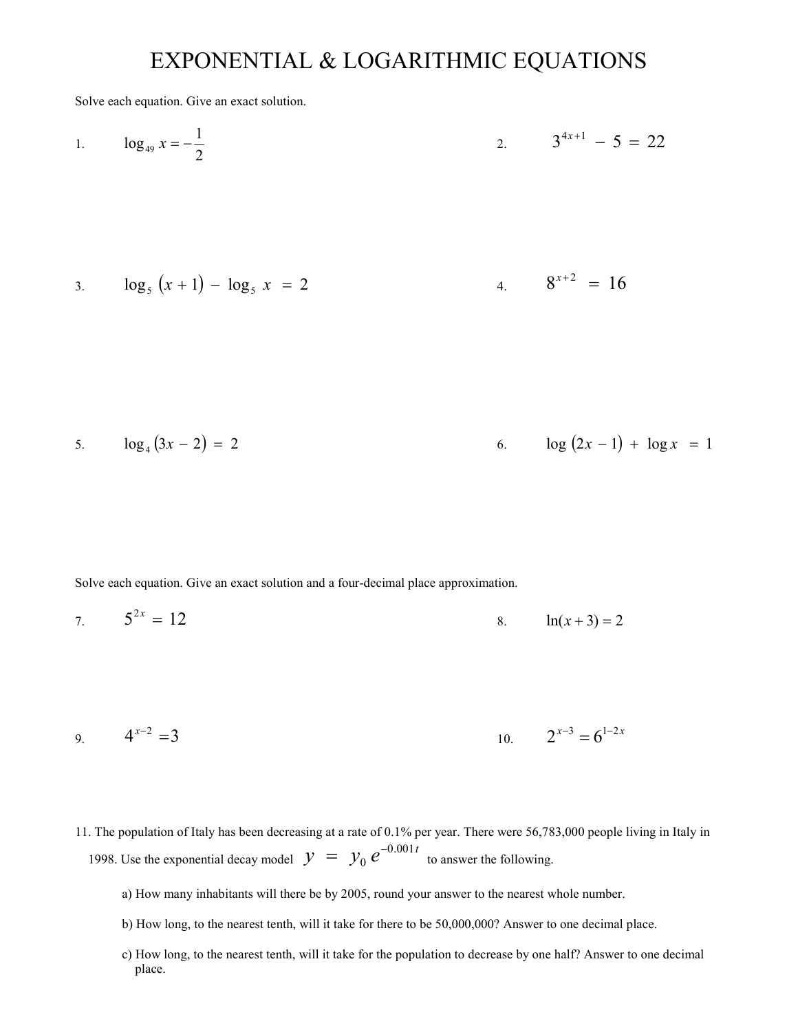# EXPONENTIAL & LOGARITHMIC EQUATIONS

Solve each equation. Give an exact solution.

1. $\log_{49} x = -\frac{1}{2}$

2. $3^{4x+1} - 5 = 22$

3. $\log_5 (x+1) - \log_5 x = 2$

4. $8^{x+2} = 16$

5. $\log_4 (3x - 2) = 2$

6. $\log (2x - 1) + \log x = 1$

Solve each equation. Give an exact solution and a four-decimal place approximation.

7. $5^{2x} = 12$

8. $\ln(x + 3) = 2$

9. $4^{x-2} = 3$

10. $2^{x-3} = 6^{1-2x}$

11. The population of Italy has been decreasing at a rate of 0.1% per year. There were 56,783,000 people living in Italy in 1998. Use the exponential decay model $y = y_0 e^{-0.001t}$ to answer the following.

   a) How many inhabitants will there be by 2005, round your answer to the nearest whole number.

   b) How long, to the nearest tenth, will it take for there to be 50,000,000? Answer to one decimal place.

   c) How long, to the nearest tenth, will it take for the population to decrease by one half? Answer to one decimal place.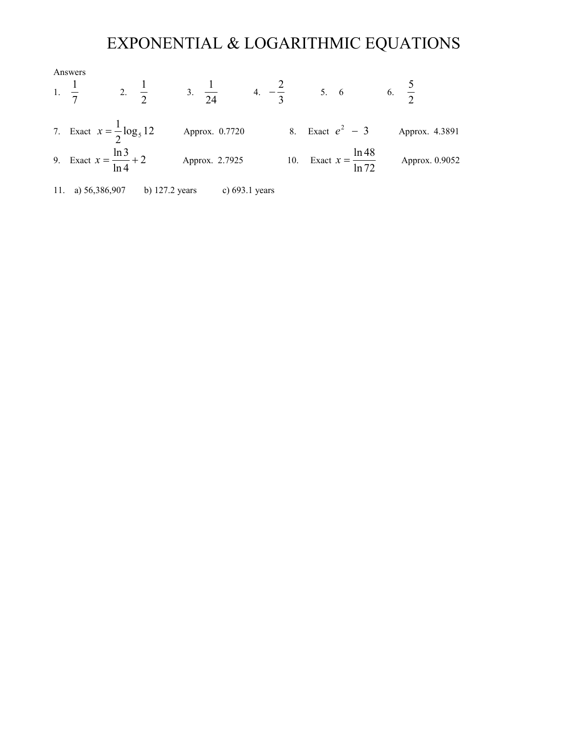# EXPONENTIAL & LOGARITHMIC EQUATIONS

Answers

1. $\frac{1}{7}$  2. $\frac{1}{2}$  3. $\frac{1}{24}$  4. $-\frac{2}{3}$  5. 6  6. $\frac{5}{2}$

7. Exact $x = \frac{1}{2}\log_5 12$  Approx. 0.7720

8. Exact $e^2 - 3$  Approx. 4.3891

9. Exact $x = \frac{\ln 3}{\ln 4} + 2$  Approx. 2.7925

10. Exact $x = \frac{\ln 48}{\ln 72}$  Approx. 0.9052

11. a) 56,386,907  b) 127.2 years  c) 693.1 years